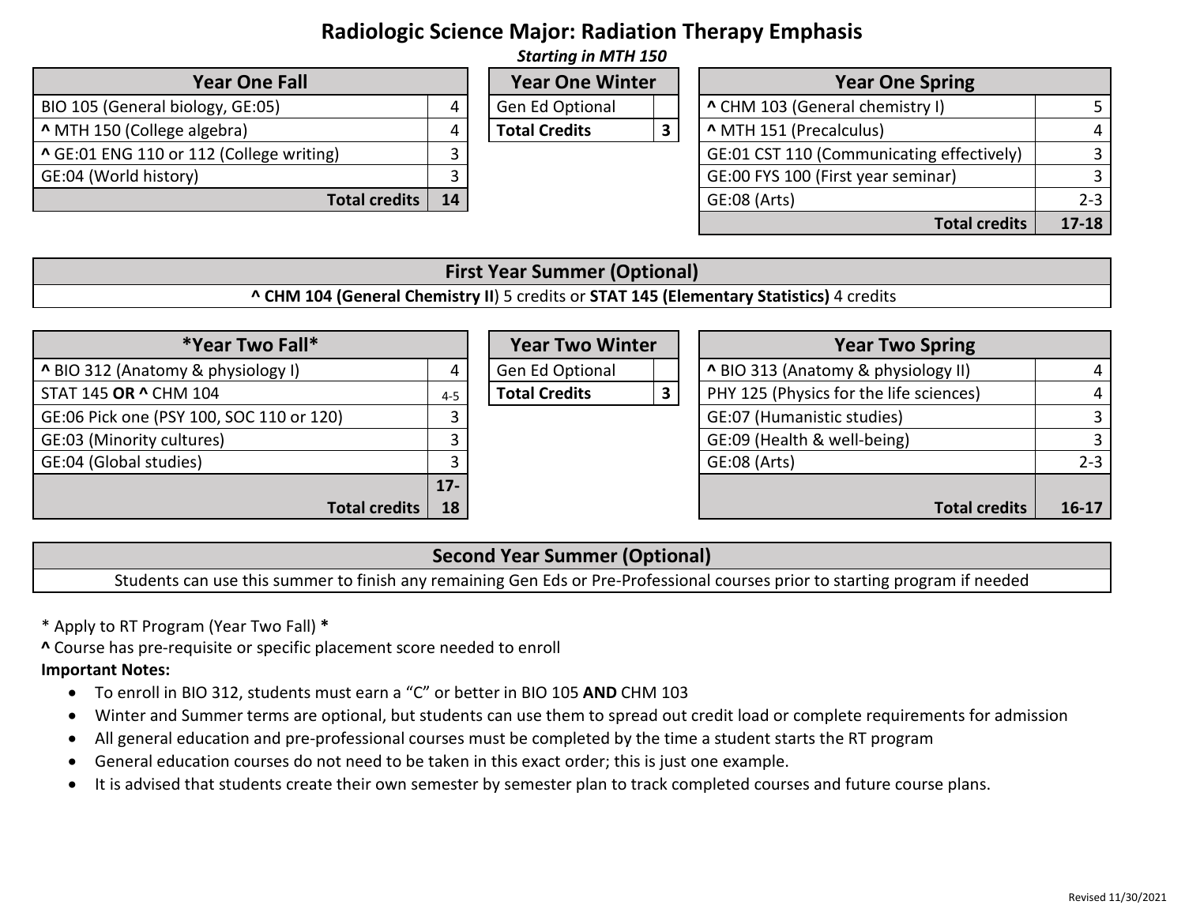# Radiologic Science Major: Radiation Therapy Emphasis

***Starting in MTH 150***

| Year One Fall | |
|---|---|
| BIO 105 (General biology, GE:05) | 4 |
| **^** MTH 150 (College algebra) | 4 |
| **^** GE:01 ENG 110 or 112 (College writing) | 3 |
| GE:04 (World history) | 3 |
| **Total credits** | **14** |

| Year One Winter | |
|---|---|
| Gen Ed Optional | |
| **Total Credits** | **3** |

| Year One Spring | |
|---|---|
| **^** CHM 103 (General chemistry I) | 5 |
| **^** MTH 151 (Precalculus) | 4 |
| GE:01 CST 110 (Communicating effectively) | 3 |
| GE:00 FYS 100 (First year seminar) | 3 |
| GE:08 (Arts) | 2-3 |
| **Total credits** | **17-18** |

| First Year Summer (Optional) |
|---|
| **^ CHM 104 (General Chemistry II**) 5 credits or **STAT 145 (Elementary Statistics)** 4 credits |

| *Year Two Fall* | |
|---|---|
| **^** BIO 312 (Anatomy & physiology I) | 4 |
| STAT 145 **OR ^** CHM 104 | 4-5 |
| GE:06 Pick one (PSY 100, SOC 110 or 120) | 3 |
| GE:03 (Minority cultures) | 3 |
| GE:04 (Global studies) | 3 |
| **Total credits** | **17-18** |

| Year Two Winter | |
|---|---|
| Gen Ed Optional | |
| **Total Credits** | **3** |

| Year Two Spring | |
|---|---|
| **^** BIO 313 (Anatomy & physiology II) | 4 |
| PHY 125 (Physics for the life sciences) | 4 |
| GE:07 (Humanistic studies) | 3 |
| GE:09 (Health & well-being) | 3 |
| GE:08 (Arts) | 2-3 |
| **Total credits** | **16-17** |

| Second Year Summer (Optional) |
|---|
| Students can use this summer to finish any remaining Gen Eds or Pre-Professional courses prior to starting program if needed |

* Apply to RT Program (Year Two Fall) **\***

**^** Course has pre-requisite or specific placement score needed to enroll

**Important Notes:**

- To enroll in BIO 312, students must earn a "C" or better in BIO 105 **AND** CHM 103
- Winter and Summer terms are optional, but students can use them to spread out credit load or complete requirements for admission
- All general education and pre-professional courses must be completed by the time a student starts the RT program
- General education courses do not need to be taken in this exact order; this is just one example.
- It is advised that students create their own semester by semester plan to track completed courses and future course plans.

Revised 11/30/2021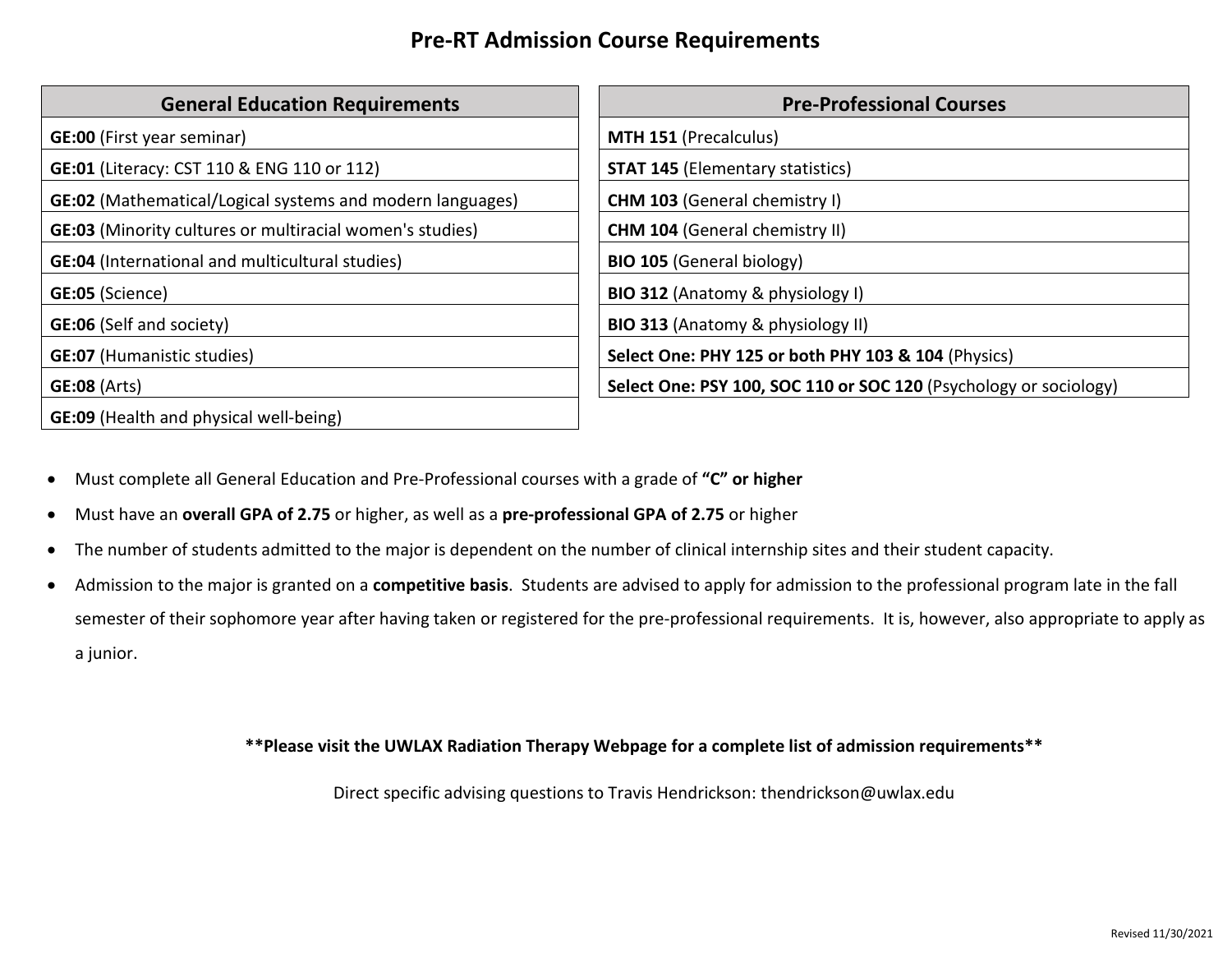# Pre-RT Admission Course Requirements

| General Education Requirements |
|---|
| **GE:00** (First year seminar) |
| **GE:01** (Literacy: CST 110 & ENG 110 or 112) |
| **GE:02** (Mathematical/Logical systems and modern languages) |
| **GE:03** (Minority cultures or multiracial women's studies) |
| **GE:04** (International and multicultural studies) |
| **GE:05** (Science) |
| **GE:06** (Self and society) |
| **GE:07** (Humanistic studies) |
| **GE:08** (Arts) |
| **GE:09** (Health and physical well-being) |

| Pre-Professional Courses |
|---|
| **MTH 151** (Precalculus) |
| **STAT 145** (Elementary statistics) |
| **CHM 103** (General chemistry I) |
| **CHM 104** (General chemistry II) |
| **BIO 105** (General biology) |
| **BIO 312** (Anatomy & physiology I) |
| **BIO 313** (Anatomy & physiology II) |
| **Select One: PHY 125 or both PHY 103 & 104** (Physics) |
| **Select One: PSY 100, SOC 110 or SOC 120** (Psychology or sociology) |

- Must complete all General Education and Pre-Professional courses with a grade of **"C" or higher**
- Must have an **overall GPA of 2.75** or higher, as well as a **pre-professional GPA of 2.75** or higher
- The number of students admitted to the major is dependent on the number of clinical internship sites and their student capacity.
- Admission to the major is granted on a **competitive basis**. Students are advised to apply for admission to the professional program late in the fall semester of their sophomore year after having taken or registered for the pre-professional requirements. It is, however, also appropriate to apply as a junior.

**\*\*Please visit the UWLAX Radiation Therapy Webpage for a complete list of admission requirements\*\***

Direct specific advising questions to Travis Hendrickson: thendrickson@uwlax.edu

Revised 11/30/2021